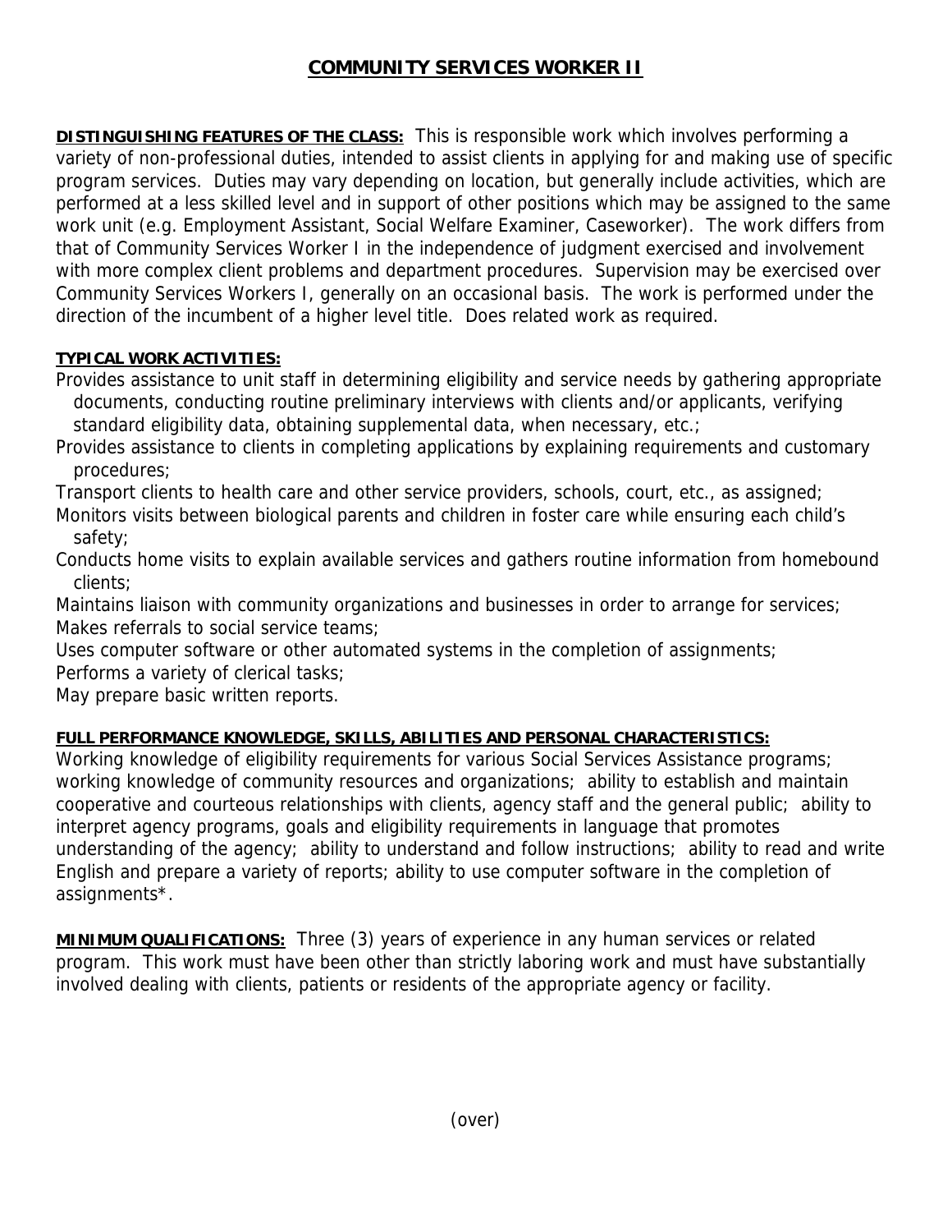# COMMUNITY SERVICES WORKER II

**DISTINGUISHING FEATURES OF THE CLASS:** This is responsible work which involves performing a variety of non-professional duties, intended to assist clients in applying for and making use of specific program services. Duties may vary depending on location, but generally include activities, which are performed at a less skilled level and in support of other positions which may be assigned to the same work unit (e.g. Employment Assistant, Social Welfare Examiner, Caseworker). The work differs from that of Community Services Worker I in the independence of judgment exercised and involvement with more complex client problems and department procedures. Supervision may be exercised over Community Services Workers I, generally on an occasional basis. The work is performed under the direction of the incumbent of a higher level title. Does related work as required.

**TYPICAL WORK ACTIVITIES:**

Provides assistance to unit staff in determining eligibility and service needs by gathering appropriate documents, conducting routine preliminary interviews with clients and/or applicants, verifying standard eligibility data, obtaining supplemental data, when necessary, etc.;

Provides assistance to clients in completing applications by explaining requirements and customary procedures;

Transport clients to health care and other service providers, schools, court, etc., as assigned;

Monitors visits between biological parents and children in foster care while ensuring each child's safety;

Conducts home visits to explain available services and gathers routine information from homebound clients;

Maintains liaison with community organizations and businesses in order to arrange for services;

Makes referrals to social service teams;

Uses computer software or other automated systems in the completion of assignments;

Performs a variety of clerical tasks;

May prepare basic written reports.

**FULL PERFORMANCE KNOWLEDGE, SKILLS, ABILITIES AND PERSONAL CHARACTERISTICS:**

Working knowledge of eligibility requirements for various Social Services Assistance programs; working knowledge of community resources and organizations; ability to establish and maintain cooperative and courteous relationships with clients, agency staff and the general public; ability to interpret agency programs, goals and eligibility requirements in language that promotes understanding of the agency; ability to understand and follow instructions; ability to read and write English and prepare a variety of reports; ability to use computer software in the completion of assignments*.

**MINIMUM QUALIFICATIONS:** Three (3) years of experience in any human services or related program. This work must have been other than strictly laboring work and must have substantially involved dealing with clients, patients or residents of the appropriate agency or facility.

(over)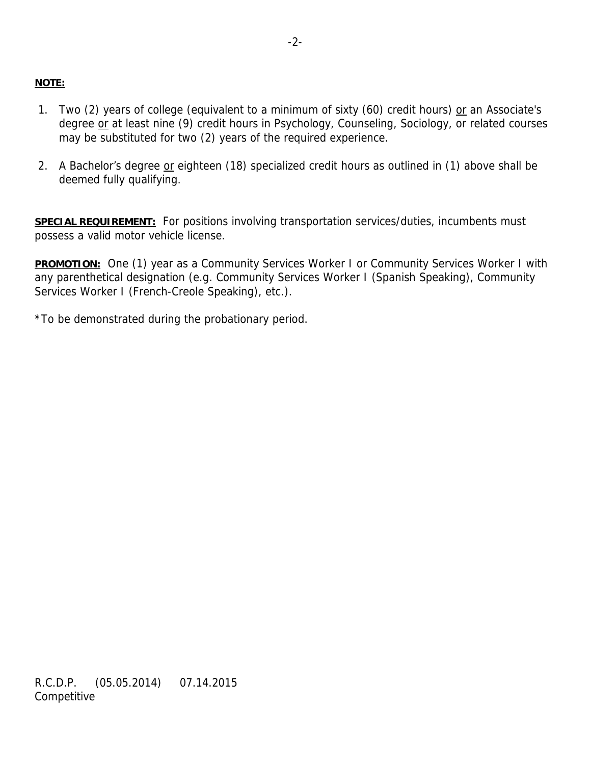**NOTE:**

1. Two (2) years of college (equivalent to a minimum of sixty (60) credit hours) or an Associate's degree or at least nine (9) credit hours in Psychology, Counseling, Sociology, or related courses may be substituted for two (2) years of the required experience.

2. A Bachelor's degree or eighteen (18) specialized credit hours as outlined in (1) above shall be deemed fully qualifying.

**SPECIAL REQUIREMENT:** For positions involving transportation services/duties, incumbents must possess a valid motor vehicle license.

**PROMOTION:** One (1) year as a Community Services Worker I or Community Services Worker I with any parenthetical designation (e.g. Community Services Worker I (Spanish Speaking), Community Services Worker I (French-Creole Speaking), etc.).

*To be demonstrated during the probationary period.

R.C.D.P. (05.05.2014) 07.14.2015
Competitive